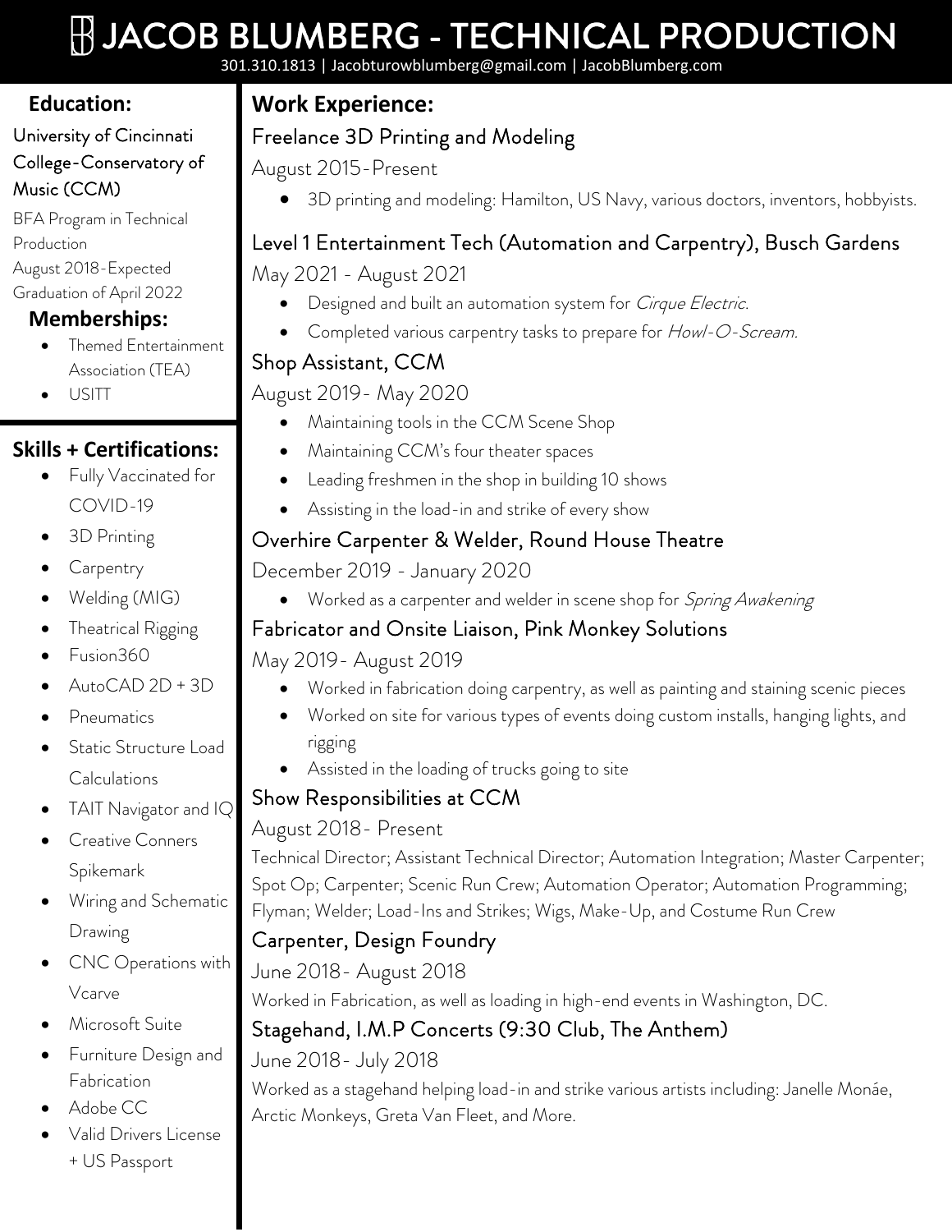# JACOB BLUMBERG - TECHNICAL PRODUCTION

301.310.1813 | Jacobturowblumberg@gmail.com | JacobBlumberg.com

## Education:

University of Cincinnati College-Conservatory of Music (CCM)

BFA Program in Technical Production

August 2018-Expected Graduation of April 2022

## Memberships:

- Themed Entertainment Association (TEA)
- USITT

## Skills + Certifications:

- Fully Vaccinated for COVID-19
- 3D Printing
- Carpentry
- Welding (MIG)
- Theatrical Rigging
- Fusion360
- AutoCAD 2D + 3D
- Pneumatics
- Static Structure Load Calculations
- TAIT Navigator and IQ
- Creative Conners Spikemark
- Wiring and Schematic Drawing
- CNC Operations with Vcarve
- Microsoft Suite
- Furniture Design and Fabrication
- Adobe CC
- Valid Drivers License + US Passport

## Work Experience:

### Freelance 3D Printing and Modeling

August 2015-Present

- 3D printing and modeling: Hamilton, US Navy, various doctors, inventors, hobbyists.

### Level 1 Entertainment Tech (Automation and Carpentry), Busch Gardens

May 2021 - August 2021

- Designed and built an automation system for *Cirque Electric*.
- Completed various carpentry tasks to prepare for *Howl-O-Scream.*

### Shop Assistant, CCM

August 2019- May 2020

- Maintaining tools in the CCM Scene Shop
- Maintaining CCM's four theater spaces
- Leading freshmen in the shop in building 10 shows
- Assisting in the load-in and strike of every show

### Overhire Carpenter & Welder, Round House Theatre

December 2019 - January 2020

- Worked as a carpenter and welder in scene shop for *Spring Awakening*

### Fabricator and Onsite Liaison, Pink Monkey Solutions

May 2019- August 2019

- Worked in fabrication doing carpentry, as well as painting and staining scenic pieces
- Worked on site for various types of events doing custom installs, hanging lights, and rigging
- Assisted in the loading of trucks going to site

### Show Responsibilities at CCM

August 2018- Present

Technical Director; Assistant Technical Director; Automation Integration; Master Carpenter; Spot Op; Carpenter; Scenic Run Crew; Automation Operator; Automation Programming; Flyman; Welder; Load-Ins and Strikes; Wigs, Make-Up, and Costume Run Crew

### Carpenter, Design Foundry

June 2018- August 2018

Worked in Fabrication, as well as loading in high-end events in Washington, DC.

### Stagehand, I.M.P Concerts (9:30 Club, The Anthem)

June 2018- July 2018

Worked as a stagehand helping load-in and strike various artists including: Janelle Monáe, Arctic Monkeys, Greta Van Fleet, and More.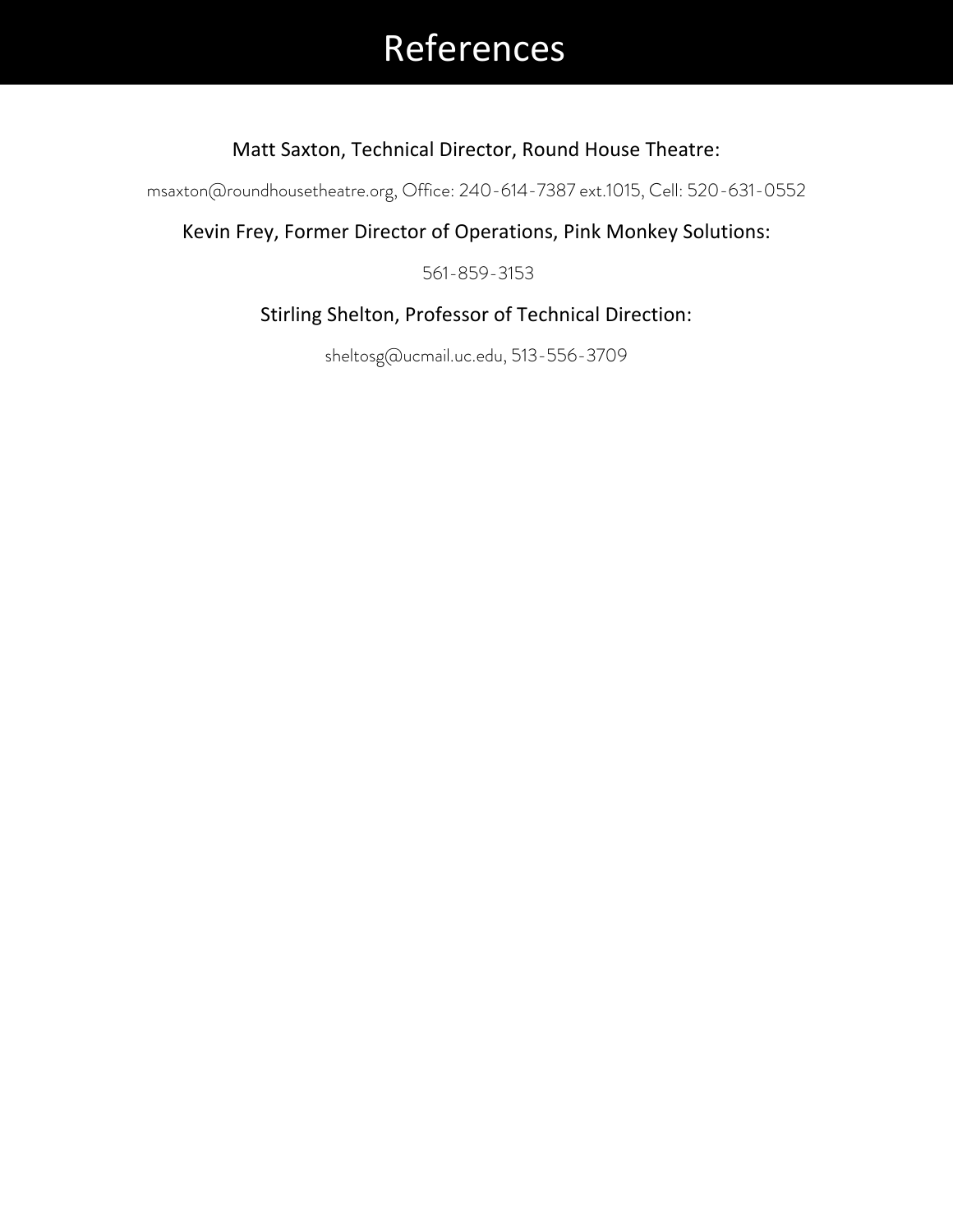# References

Matt Saxton, Technical Director, Round House Theatre:

msaxton@roundhousetheatre.org, Office: 240-614-7387 ext.1015, Cell: 520-631-0552

Kevin Frey, Former Director of Operations, Pink Monkey Solutions:

561-859-3153

Stirling Shelton, Professor of Technical Direction:

sheltosg@ucmail.uc.edu, 513-556-3709